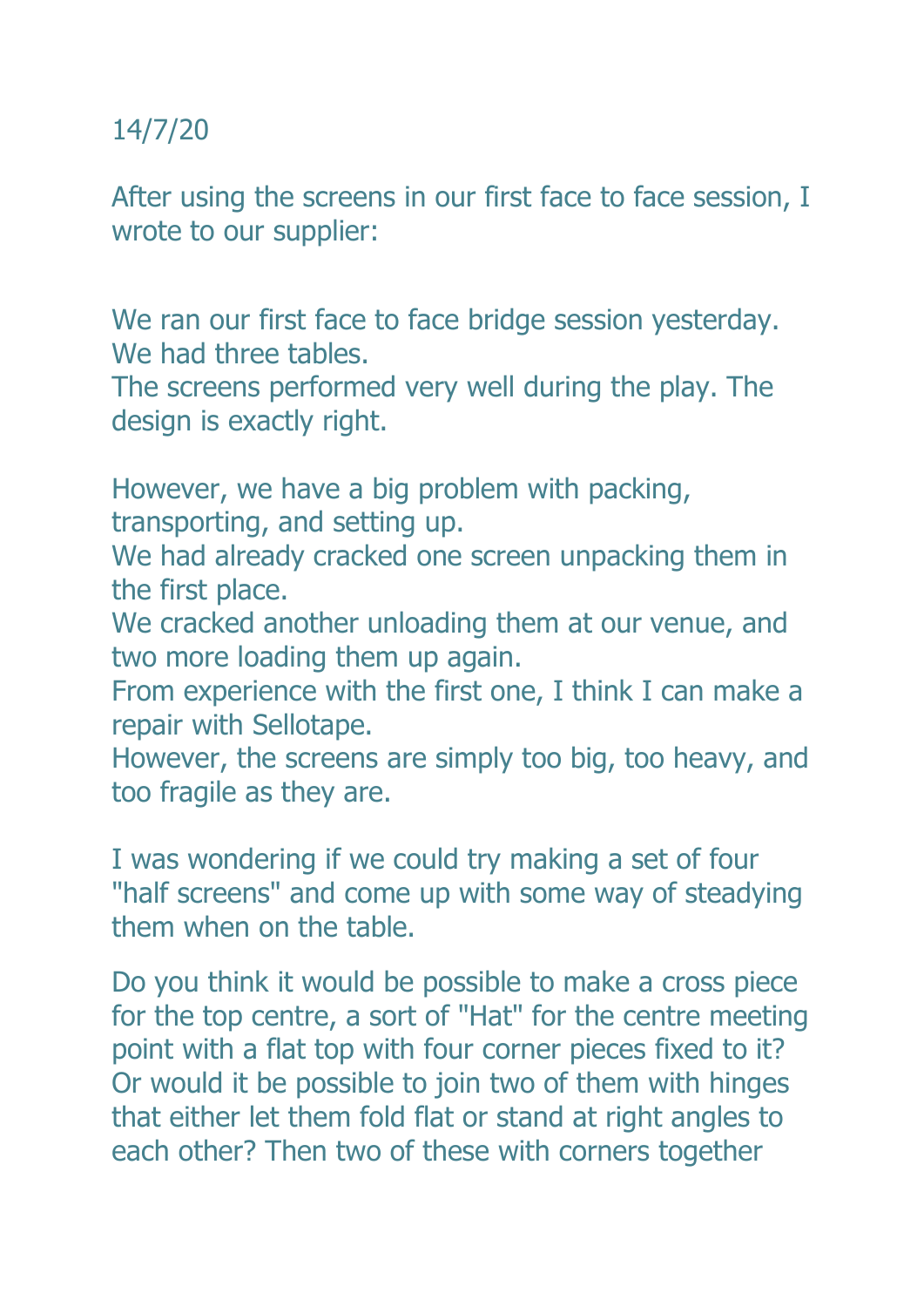14/7/20

After using the screens in our first face to face session, I wrote to our supplier:

We ran our first face to face bridge session yesterday. We had three tables.
The screens performed very well during the play. The design is exactly right.

However, we have a big problem with packing, transporting, and setting up.
We had already cracked one screen unpacking them in the first place.
We cracked another unloading them at our venue, and two more loading them up again.
From experience with the first one, I think I can make a repair with Sellotape.
However, the screens are simply too big, too heavy, and too fragile as they are.

I was wondering if we could try making a set of four "half screens" and come up with some way of steadying them when on the table.

Do you think it would be possible to make a cross piece for the top centre, a sort of "Hat" for the centre meeting point with a flat top with four corner pieces fixed to it? Or would it be possible to join two of them with hinges that either let them fold flat or stand at right angles to each other? Then two of these with corners together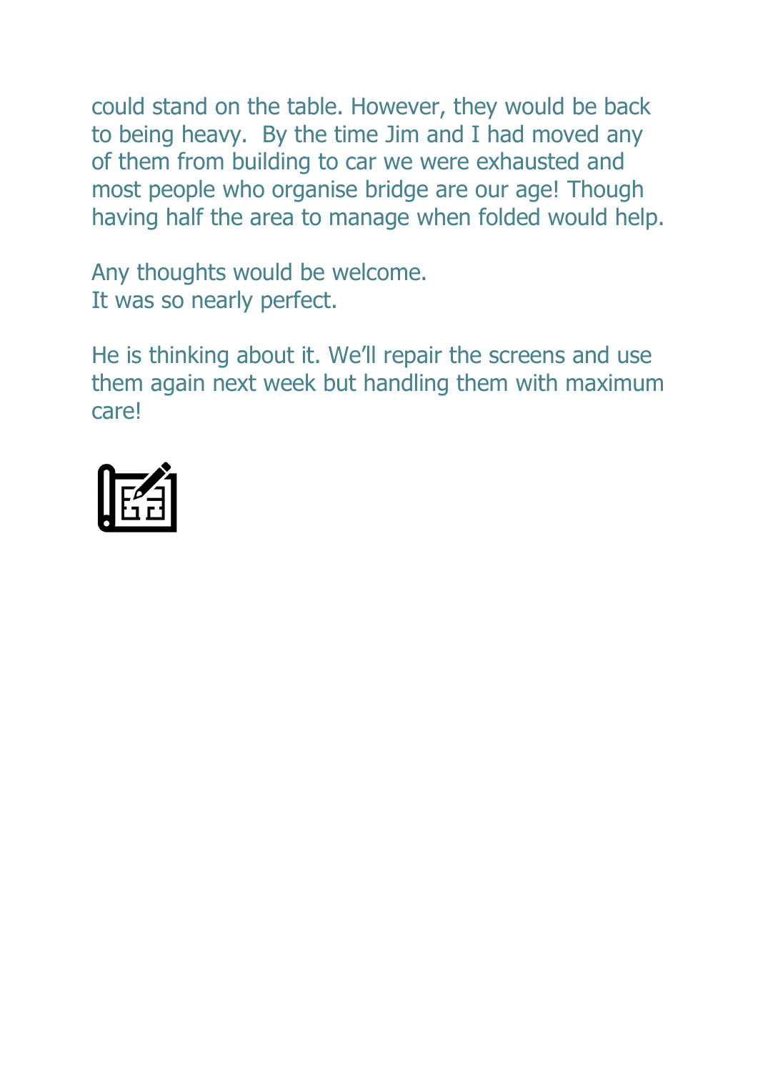could stand on the table. However, they would be back to being heavy.  By the time Jim and I had moved any of them from building to car we were exhausted and most people who organise bridge are our age! Though having half the area to manage when folded would help.

Any thoughts would be welcome.
It was so nearly perfect.

He is thinking about it. We'll repair the screens and use them again next week but handling them with maximum care!